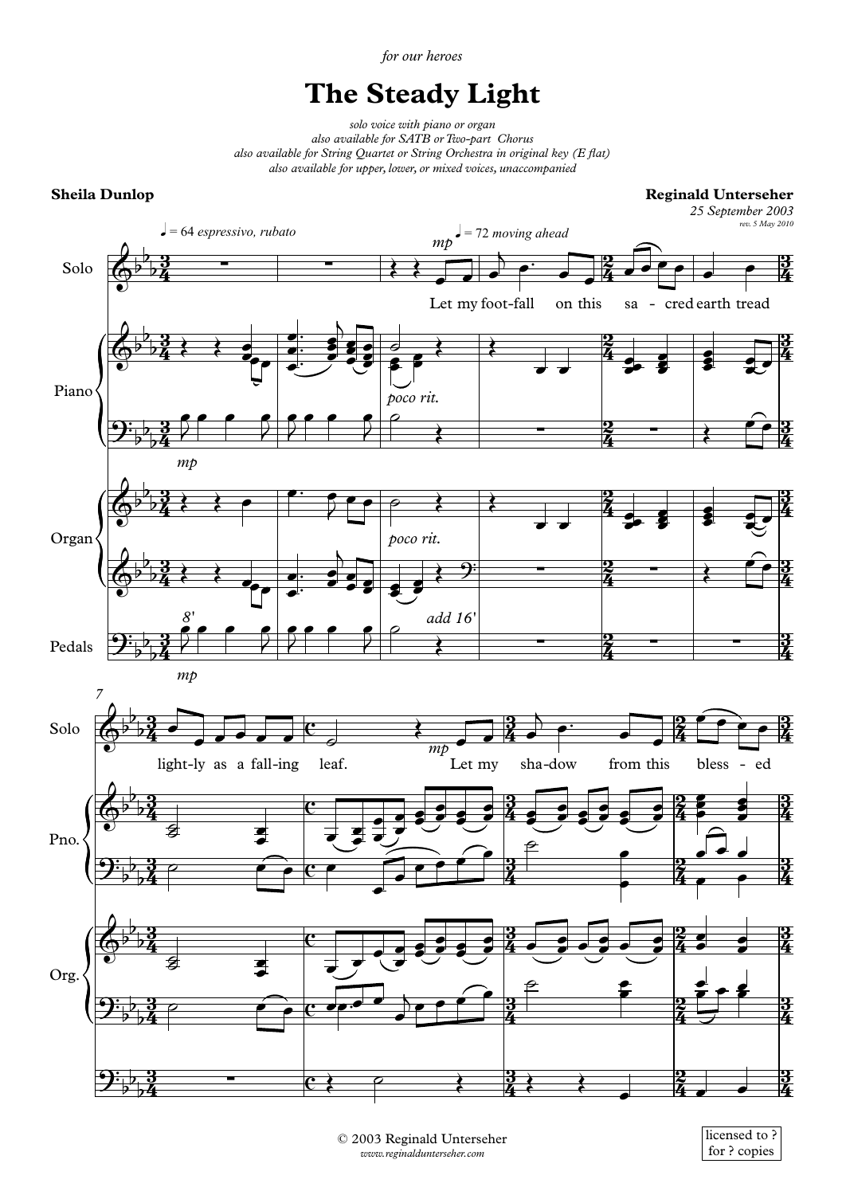*for our heroes*

# The Steady Light

*solo voice with piano or organ*
*also available for SATB or Two-part Chorus*
*also available for String Quartet or String Orchestra in original key (E flat)*
*also available for upper, lower, or mixed voices, unaccompanied*

**Sheila Dunlop**

**Reginald Unterseher**
*25 September 2003*
*rev. 5 May 2010*

Let my foot-fall on this sa - cred earth tread light-ly as a fall-ing leaf. Let my sha-dow from this bless - ed

© 2003 Reginald Unterseher
*www.reginaldunterseher.com*

licensed to ?
for ? copies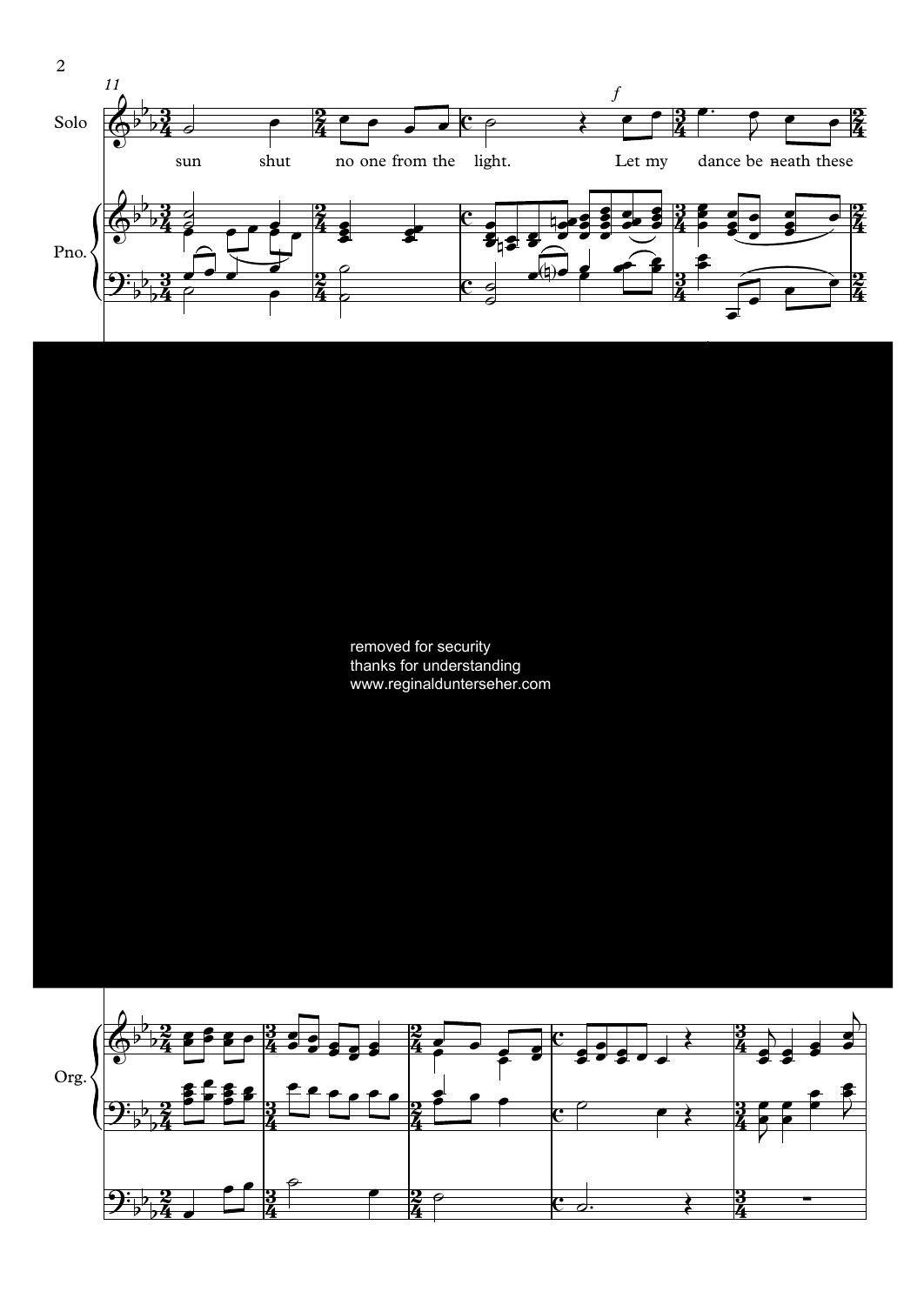Solo

sun shut no one from the light. Let my dance be neath these

Pno.

removed for security
thanks for understanding
www.reginaldunterseher.com

Org.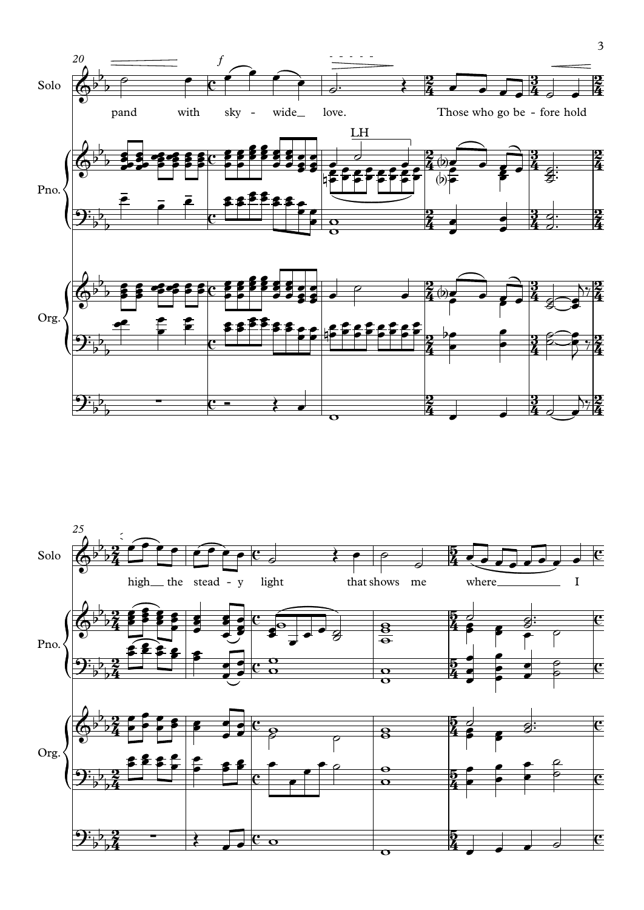20

Solo

pand with sky - wide love. Those who go be - fore hold

25

high the stead - y light that shows me where I